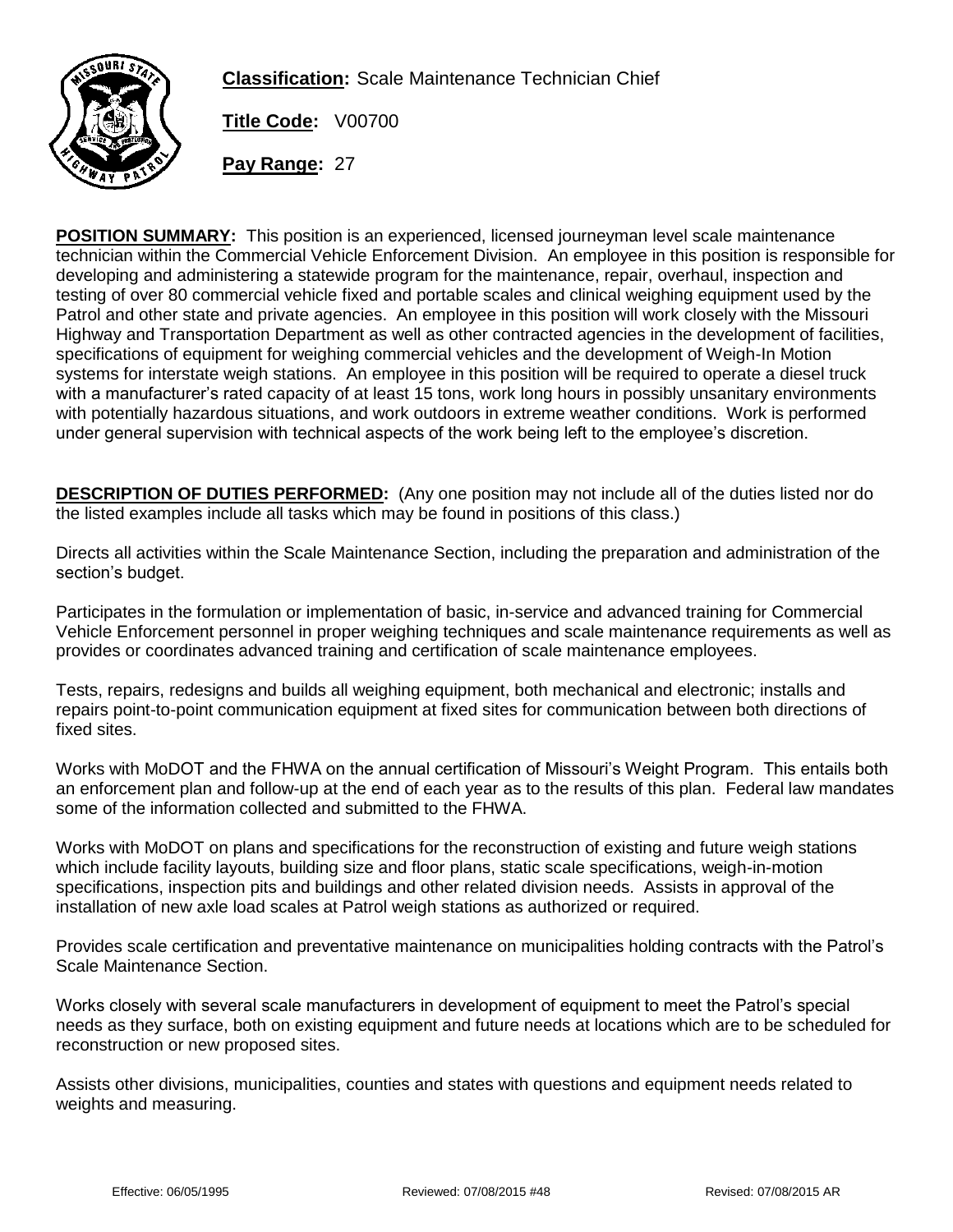**Classification:** Scale Maintenance Technician Chief

**Title Code:** V00700

**Pay Range:** 27

**POSITION SUMMARY:** This position is an experienced, licensed journeyman level scale maintenance technician within the Commercial Vehicle Enforcement Division. An employee in this position is responsible for developing and administering a statewide program for the maintenance, repair, overhaul, inspection and testing of over 80 commercial vehicle fixed and portable scales and clinical weighing equipment used by the Patrol and other state and private agencies. An employee in this position will work closely with the Missouri Highway and Transportation Department as well as other contracted agencies in the development of facilities, specifications of equipment for weighing commercial vehicles and the development of Weigh-In Motion systems for interstate weigh stations. An employee in this position will be required to operate a diesel truck with a manufacturer's rated capacity of at least 15 tons, work long hours in possibly unsanitary environments with potentially hazardous situations, and work outdoors in extreme weather conditions. Work is performed under general supervision with technical aspects of the work being left to the employee's discretion.

**DESCRIPTION OF DUTIES PERFORMED:** (Any one position may not include all of the duties listed nor do the listed examples include all tasks which may be found in positions of this class.)

Directs all activities within the Scale Maintenance Section, including the preparation and administration of the section's budget.

Participates in the formulation or implementation of basic, in-service and advanced training for Commercial Vehicle Enforcement personnel in proper weighing techniques and scale maintenance requirements as well as provides or coordinates advanced training and certification of scale maintenance employees.

Tests, repairs, redesigns and builds all weighing equipment, both mechanical and electronic; installs and repairs point-to-point communication equipment at fixed sites for communication between both directions of fixed sites.

Works with MoDOT and the FHWA on the annual certification of Missouri's Weight Program. This entails both an enforcement plan and follow-up at the end of each year as to the results of this plan. Federal law mandates some of the information collected and submitted to the FHWA.

Works with MoDOT on plans and specifications for the reconstruction of existing and future weigh stations which include facility layouts, building size and floor plans, static scale specifications, weigh-in-motion specifications, inspection pits and buildings and other related division needs. Assists in approval of the installation of new axle load scales at Patrol weigh stations as authorized or required.

Provides scale certification and preventative maintenance on municipalities holding contracts with the Patrol's Scale Maintenance Section.

Works closely with several scale manufacturers in development of equipment to meet the Patrol's special needs as they surface, both on existing equipment and future needs at locations which are to be scheduled for reconstruction or new proposed sites.

Assists other divisions, municipalities, counties and states with questions and equipment needs related to weights and measuring.

Effective: 06/05/1995 Reviewed: 07/08/2015 #48 Revised: 07/08/2015 AR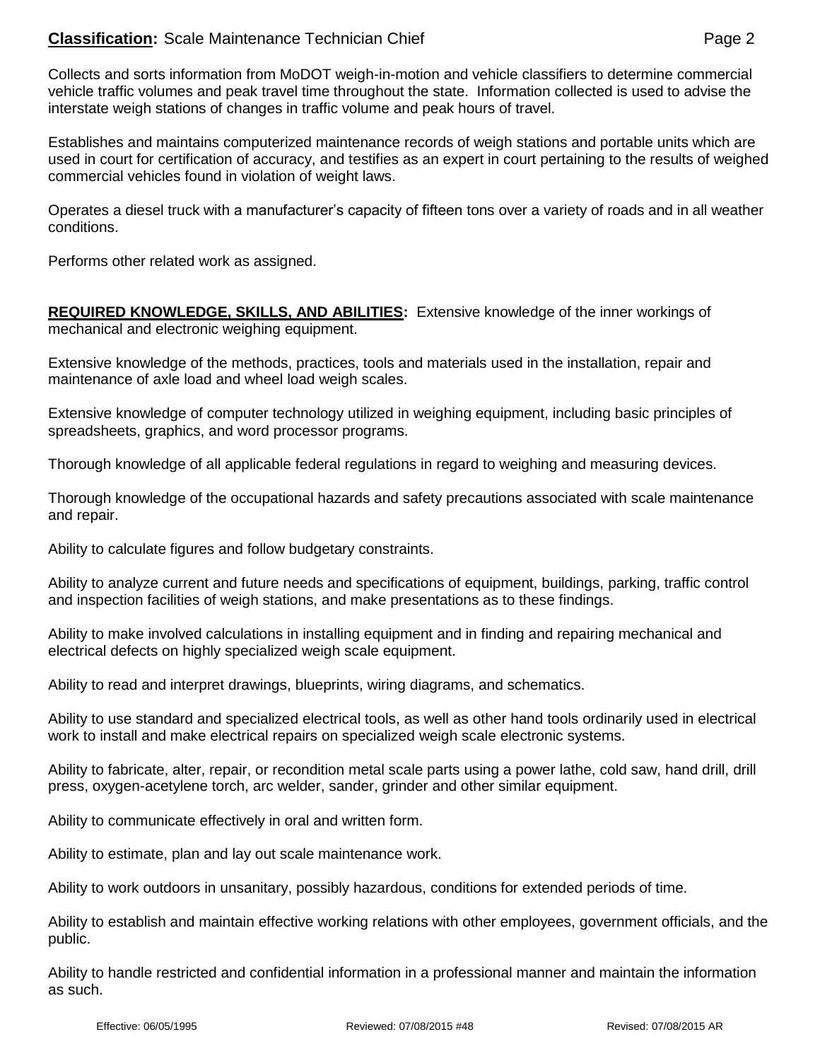Collects and sorts information from MoDOT weigh-in-motion and vehicle classifiers to determine commercial vehicle traffic volumes and peak travel time throughout the state. Information collected is used to advise the interstate weigh stations of changes in traffic volume and peak hours of travel.

Establishes and maintains computerized maintenance records of weigh stations and portable units which are used in court for certification of accuracy, and testifies as an expert in court pertaining to the results of weighed commercial vehicles found in violation of weight laws.

Operates a diesel truck with a manufacturer's capacity of fifteen tons over a variety of roads and in all weather conditions.

Performs other related work as assigned.

**REQUIRED KNOWLEDGE, SKILLS, AND ABILITIES:** Extensive knowledge of the inner workings of mechanical and electronic weighing equipment.

Extensive knowledge of the methods, practices, tools and materials used in the installation, repair and maintenance of axle load and wheel load weigh scales.

Extensive knowledge of computer technology utilized in weighing equipment, including basic principles of spreadsheets, graphics, and word processor programs.

Thorough knowledge of all applicable federal regulations in regard to weighing and measuring devices.

Thorough knowledge of the occupational hazards and safety precautions associated with scale maintenance and repair.

Ability to calculate figures and follow budgetary constraints.

Ability to analyze current and future needs and specifications of equipment, buildings, parking, traffic control and inspection facilities of weigh stations, and make presentations as to these findings.

Ability to make involved calculations in installing equipment and in finding and repairing mechanical and electrical defects on highly specialized weigh scale equipment.

Ability to read and interpret drawings, blueprints, wiring diagrams, and schematics.

Ability to use standard and specialized electrical tools, as well as other hand tools ordinarily used in electrical work to install and make electrical repairs on specialized weigh scale electronic systems.

Ability to fabricate, alter, repair, or recondition metal scale parts using a power lathe, cold saw, hand drill, drill press, oxygen-acetylene torch, arc welder, sander, grinder and other similar equipment.

Ability to communicate effectively in oral and written form.

Ability to estimate, plan and lay out scale maintenance work.

Ability to work outdoors in unsanitary, possibly hazardous, conditions for extended periods of time.

Ability to establish and maintain effective working relations with other employees, government officials, and the public.

Ability to handle restricted and confidential information in a professional manner and maintain the information as such.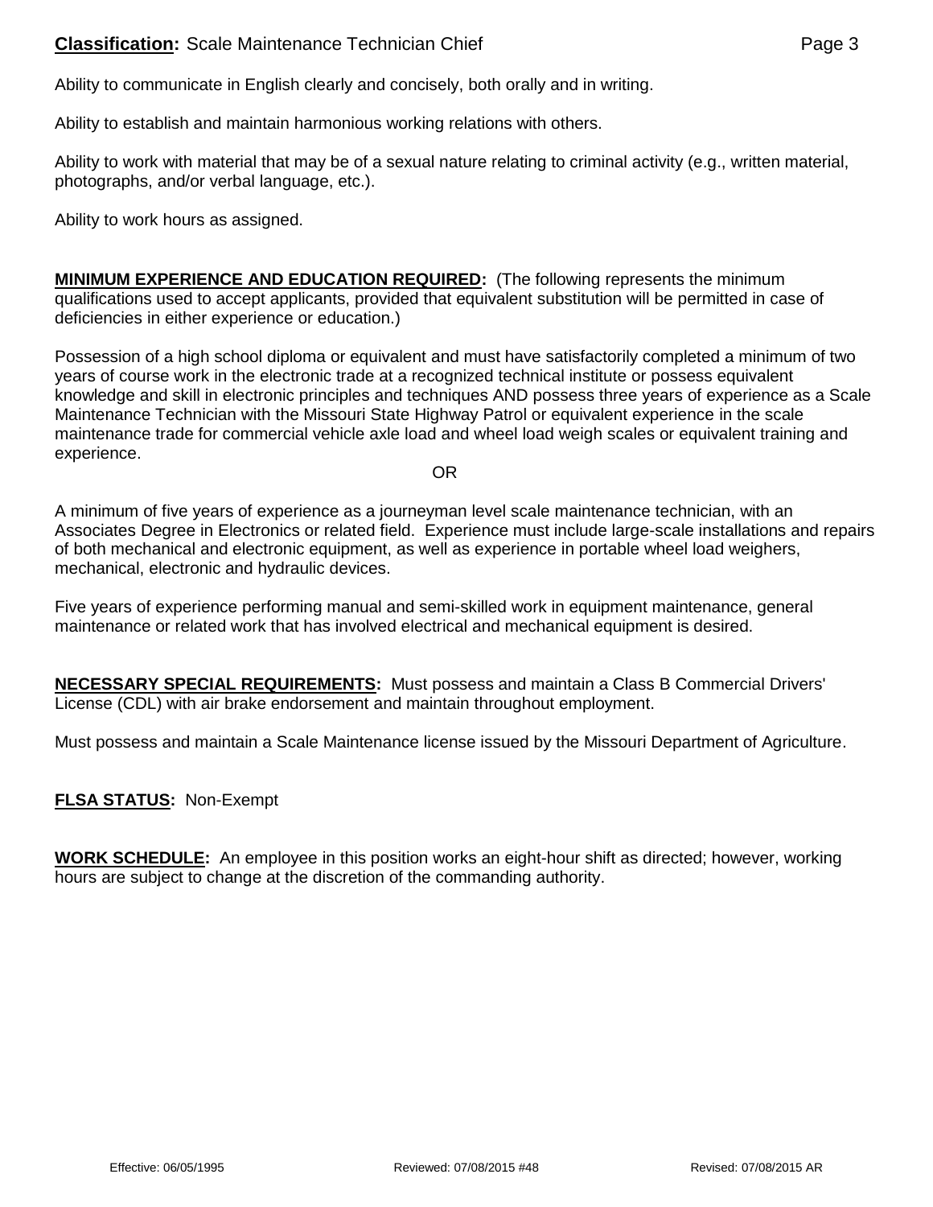Ability to communicate in English clearly and concisely, both orally and in writing.

Ability to establish and maintain harmonious working relations with others.

Ability to work with material that may be of a sexual nature relating to criminal activity (e.g., written material, photographs, and/or verbal language, etc.).

Ability to work hours as assigned.

**MINIMUM EXPERIENCE AND EDUCATION REQUIRED:** (The following represents the minimum qualifications used to accept applicants, provided that equivalent substitution will be permitted in case of deficiencies in either experience or education.)

Possession of a high school diploma or equivalent and must have satisfactorily completed a minimum of two years of course work in the electronic trade at a recognized technical institute or possess equivalent knowledge and skill in electronic principles and techniques AND possess three years of experience as a Scale Maintenance Technician with the Missouri State Highway Patrol or equivalent experience in the scale maintenance trade for commercial vehicle axle load and wheel load weigh scales or equivalent training and experience.

OR

A minimum of five years of experience as a journeyman level scale maintenance technician, with an Associates Degree in Electronics or related field. Experience must include large-scale installations and repairs of both mechanical and electronic equipment, as well as experience in portable wheel load weighers, mechanical, electronic and hydraulic devices.

Five years of experience performing manual and semi-skilled work in equipment maintenance, general maintenance or related work that has involved electrical and mechanical equipment is desired.

**NECESSARY SPECIAL REQUIREMENTS:** Must possess and maintain a Class B Commercial Drivers' License (CDL) with air brake endorsement and maintain throughout employment.

Must possess and maintain a Scale Maintenance license issued by the Missouri Department of Agriculture.

**FLSA STATUS:** Non-Exempt

**WORK SCHEDULE:** An employee in this position works an eight-hour shift as directed; however, working hours are subject to change at the discretion of the commanding authority.